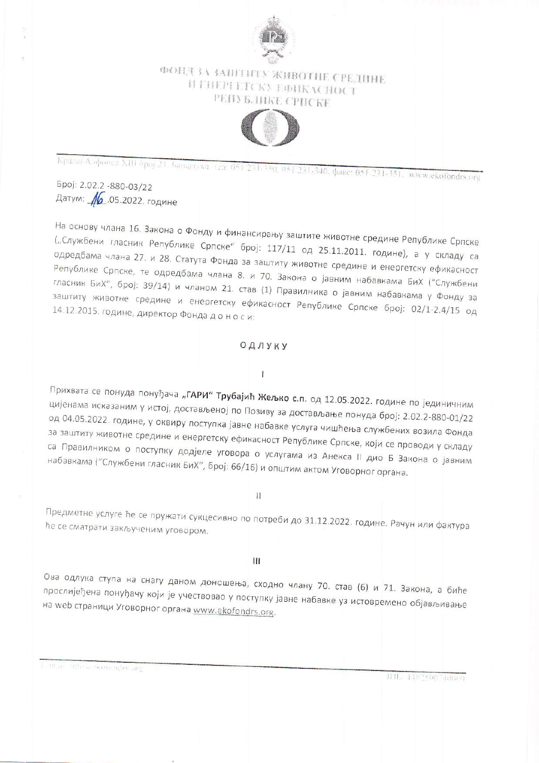ФОНД ЗА ЗАШТИТУ ЖИВОТНЕ СРЕДИНЕ
И ЕНЕРГЕТСКУ ЕФИКАСНОСТ
РЕПУБЛИКЕ СРПСКЕ

Краља Алфонса XIII број 21, Бањалука, тел: 051 231-330, 051 231-340, факс: 051 231-351, www.ekofondrs.org

Број: 2.02.2 -880-03/22
Датум: 16.05.2022. године

На основу члана 16. Закона о Фонду и финансирању заштите животне средине Републике Српске („Службени гласник Републике Српске" број: 117/11 од 25.11.2011. године), а у складу са одредбама члана 27. и 28. Статута Фонда за заштиту животне средине и енергетску ефикасност Републике Српске, те одредбама члана 8. и 70. Закона о јавним набавкама БиХ ("Службени гласник БиХ", број: 39/14) и чланом 21. став (1) Правилника о јавним набавкама у Фонду за заштиту животне средине и енергетску ефикасност Републике Српске број: 02/1-2.4/15 од 14.12.2015. године, директор Фонда д о н о с и:

# ОДЛУКУ

I

Прихвата се понуда понуђача **„ГАРИ" Трубајић Жељко с.п.** од 12.05.2022. године по јединичним цијенама исказаним у истој, достављеној по Позиву за достављање понуда број: 2.02.2-880-01/22 од 04.05.2022. године, у оквиру поступка јавне набавке услуга чишћења службених возила Фонда за заштиту животне средине и енергетску ефикасност Републике Српске, који се проводи у складу са Правилником о поступку додјеле уговора о услугама из Анекса II дио Б Закона о јавним набавкама ("Службени гласник БиХ", број: 66/16) и општим актом Уговорног органа.

II

Предметне услуге ће се пружати сукцесивно по потреби до 31.12.2022. године. Рачун или фактура ће се сматрати закљученим уговором.

III

Ова одлука ступа на снагу даном доношења, сходно члану 70. став (6) и 71. Закона, а биће прослијеђена понуђачу који је учествовао у поступку јавне набавке уз истовремено објављивање на web страници Уговорног органа www.ekofondrs.org.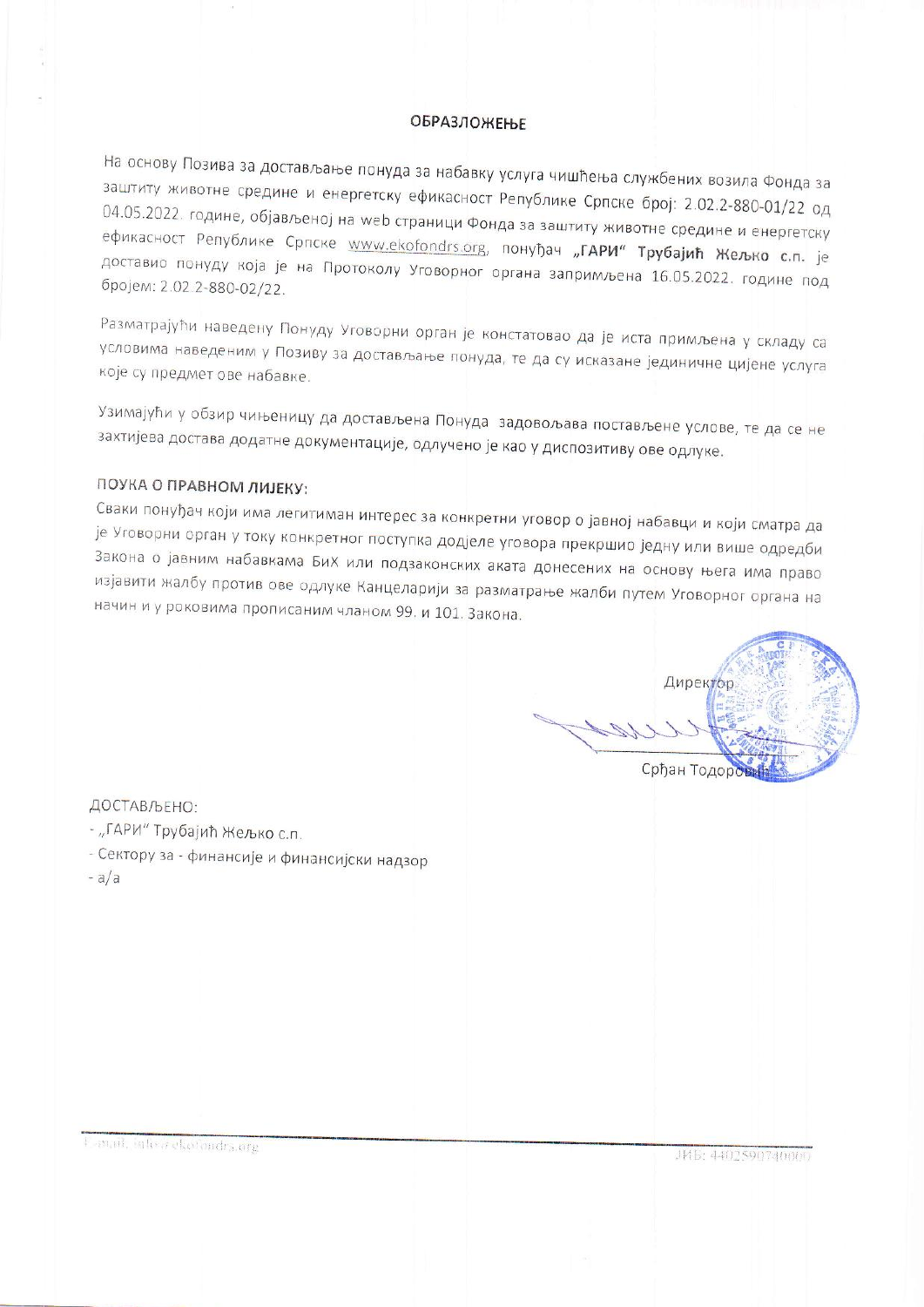## ОБРАЗЛОЖЕЊЕ

На основу Позива за достављање понуда за набавку услуга чишћења службених возила Фонда за заштиту животне средине и енергетску ефикасност Републике Српске број: 2.02.2-880-01/22 од 04.05.2022. године, објављеној на web страници Фонда за заштиту животне средине и енергетску ефикасност Републике Српске www.ekofondrs.org, понуђач **„ГАРИ" Трубајић Жељко с.п.** је доставио понуду која је на Протоколу Уговорног органа запримљена 16.05.2022. године под бројем: 2.02.2-880-02/22.

Разматрајући наведену Понуду Уговорни орган је констатовао да је иста примљена у складу са условима наведеним у Позиву за достављање понуда, те да су исказане јединичне цијене услуга које су предмет ове набавке.

Узимајући у обзир чињеницу да достављена Понуда задовољава постављене услове, те да се не захтијева достава додатне документације, одлучено је као у диспозитиву ове одлуке.

**ПОУКА О ПРАВНОМ ЛИЈЕКУ:**

Сваки понуђач који има легитиман интерес за конкретни уговор о јавној набавци и који сматра да је Уговорни орган у току конкретног поступка додјеле уговора прекршио једну или више одредби Закона о јавним набавкама БиХ или подзаконских аката донесених на основу њега има право изјавити жалбу против ове одлуке Канцеларији за разматрање жалби путем Уговорног органа на начин и у роковима прописаним чланом 99. и 101. Закона.

Директор

Срђан Тодоровић

ДОСТАВЉЕНО:
- „ГАРИ" Трубајић Жељко с.п.
- Сектору за - финансије и финансијски надзор
- а/а